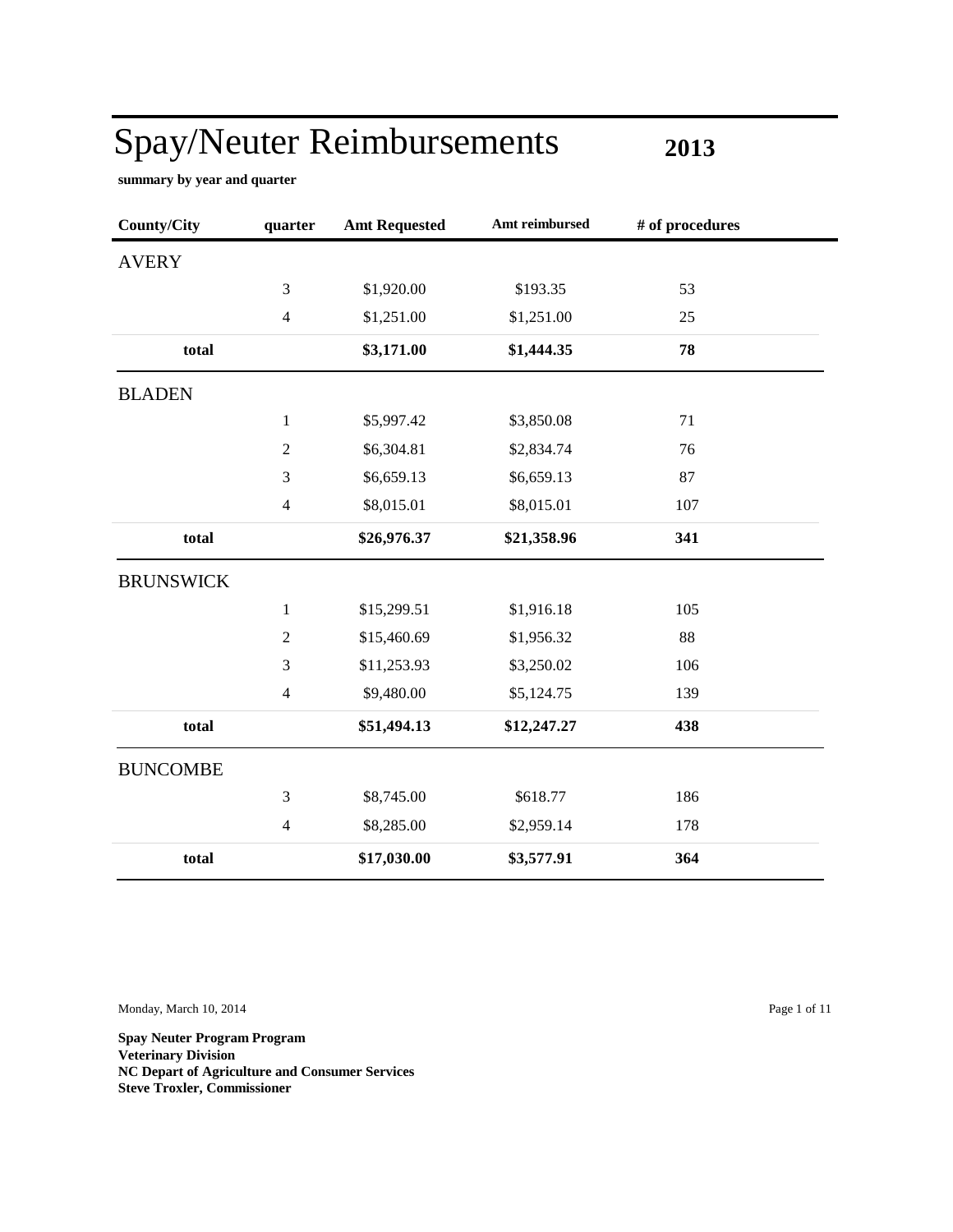# Spay/Neuter Reimbursements **2013**

**summary by year and quarter**

| County/City | quarter | Amt Requested | Amt reimbursed | # of procedures |
|---|---|---|---|---|
| AVERY | | | | |
| | 3 | $1,920.00 | $193.35 | 53 |
| | 4 | $1,251.00 | $1,251.00 | 25 |
| **total** | | **$3,171.00** | **$1,444.35** | **78** |
| BLADEN | | | | |
| | 1 | $5,997.42 | $3,850.08 | 71 |
| | 2 | $6,304.81 | $2,834.74 | 76 |
| | 3 | $6,659.13 | $6,659.13 | 87 |
| | 4 | $8,015.01 | $8,015.01 | 107 |
| **total** | | **$26,976.37** | **$21,358.96** | **341** |
| BRUNSWICK | | | | |
| | 1 | $15,299.51 | $1,916.18 | 105 |
| | 2 | $15,460.69 | $1,956.32 | 88 |
| | 3 | $11,253.93 | $3,250.02 | 106 |
| | 4 | $9,480.00 | $5,124.75 | 139 |
| **total** | | **$51,494.13** | **$12,247.27** | **438** |
| BUNCOMBE | | | | |
| | 3 | $8,745.00 | $618.77 | 186 |
| | 4 | $8,285.00 | $2,959.14 | 178 |
| **total** | | **$17,030.00** | **$3,577.91** | **364** |

Monday, March 10, 2014

**Spay Neuter Program Program**
**Veterinary Division**
**NC Depart of Agriculture and Consumer Services**
**Steve Troxler, Commissioner**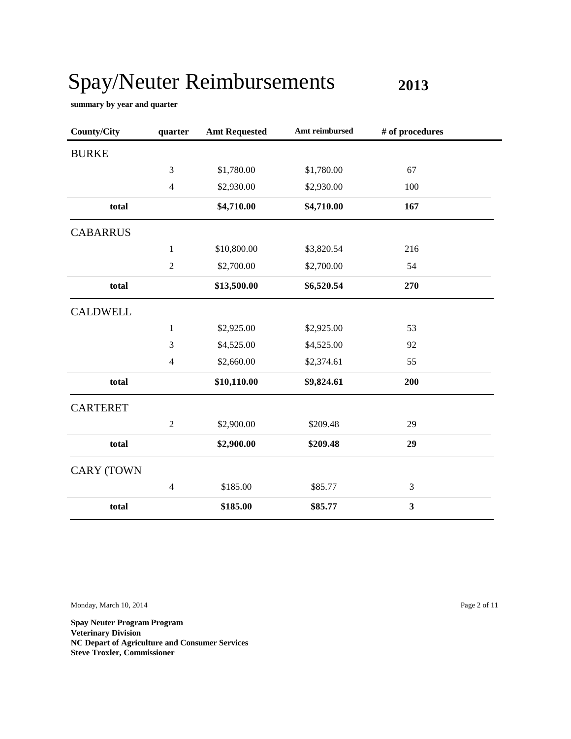# Spay/Neuter Reimbursements **2013**

**summary by year and quarter**

| County/City | quarter | Amt Requested | Amt reimbursed | # of procedures |
|---|---|---|---|---|
| BURKE | | | | |
| | 3 | $1,780.00 | $1,780.00 | 67 |
| | 4 | $2,930.00 | $2,930.00 | 100 |
| **total** | | **$4,710.00** | **$4,710.00** | **167** |
| CABARRUS | | | | |
| | 1 | $10,800.00 | $3,820.54 | 216 |
| | 2 | $2,700.00 | $2,700.00 | 54 |
| **total** | | **$13,500.00** | **$6,520.54** | **270** |
| CALDWELL | | | | |
| | 1 | $2,925.00 | $2,925.00 | 53 |
| | 3 | $4,525.00 | $4,525.00 | 92 |
| | 4 | $2,660.00 | $2,374.61 | 55 |
| **total** | | **$10,110.00** | **$9,824.61** | **200** |
| CARTERET | | | | |
| | 2 | $2,900.00 | $209.48 | 29 |
| **total** | | **$2,900.00** | **$209.48** | **29** |
| CARY (TOWN | | | | |
| | 4 | $185.00 | $85.77 | 3 |
| **total** | | **$185.00** | **$85.77** | **3** |

Monday, March 10, 2014

**Spay Neuter Program Program**
**Veterinary Division**
**NC Depart of Agriculture and Consumer Services**
**Steve Troxler, Commissioner**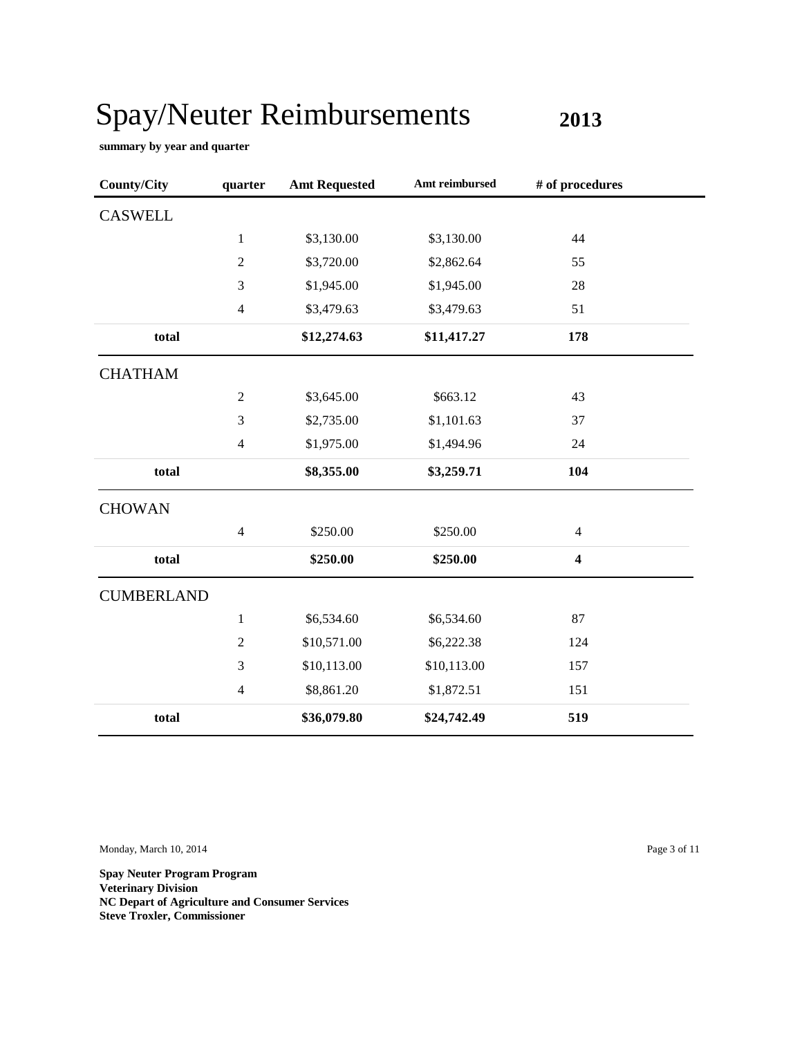# Spay/Neuter Reimbursements **2013**

**summary by year and quarter**

| County/City | quarter | Amt Requested | Amt reimbursed | # of procedures |
|---|---|---|---|---|
| CASWELL | | | | |
| | 1 | $3,130.00 | $3,130.00 | 44 |
| | 2 | $3,720.00 | $2,862.64 | 55 |
| | 3 | $1,945.00 | $1,945.00 | 28 |
| | 4 | $3,479.63 | $3,479.63 | 51 |
| **total** | | **$12,274.63** | **$11,417.27** | **178** |
| CHATHAM | | | | |
| | 2 | $3,645.00 | $663.12 | 43 |
| | 3 | $2,735.00 | $1,101.63 | 37 |
| | 4 | $1,975.00 | $1,494.96 | 24 |
| **total** | | **$8,355.00** | **$3,259.71** | **104** |
| CHOWAN | | | | |
| | 4 | $250.00 | $250.00 | 4 |
| **total** | | **$250.00** | **$250.00** | **4** |
| CUMBERLAND | | | | |
| | 1 | $6,534.60 | $6,534.60 | 87 |
| | 2 | $10,571.00 | $6,222.38 | 124 |
| | 3 | $10,113.00 | $10,113.00 | 157 |
| | 4 | $8,861.20 | $1,872.51 | 151 |
| **total** | | **$36,079.80** | **$24,742.49** | **519** |

Monday, March 10, 2014

**Spay Neuter Program Program**
**Veterinary Division**
**NC Depart of Agriculture and Consumer Services**
**Steve Troxler, Commissioner**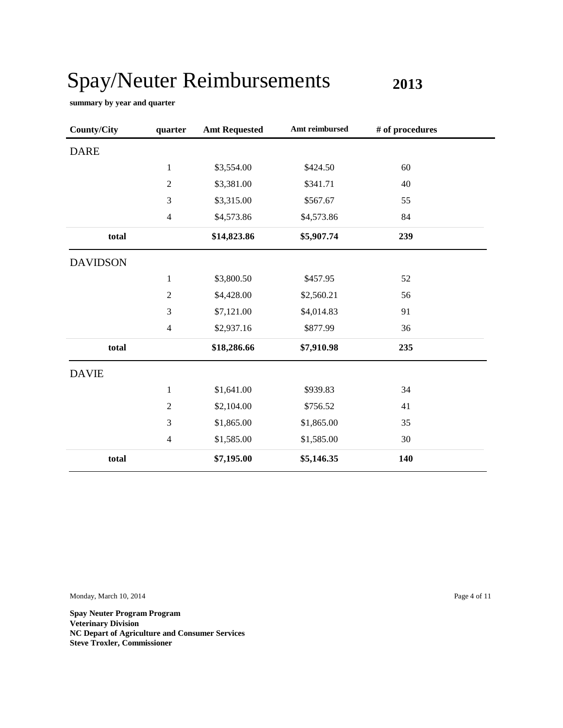# Spay/Neuter Reimbursements **2013**

**summary by year and quarter**

| County/City | quarter | Amt Requested | Amt reimbursed | # of procedures |
|---|---|---|---|---|
| DARE | | | | |
| | 1 | $3,554.00 | $424.50 | 60 |
| | 2 | $3,381.00 | $341.71 | 40 |
| | 3 | $3,315.00 | $567.67 | 55 |
| | 4 | $4,573.86 | $4,573.86 | 84 |
| **total** | | **$14,823.86** | **$5,907.74** | **239** |
| DAVIDSON | | | | |
| | 1 | $3,800.50 | $457.95 | 52 |
| | 2 | $4,428.00 | $2,560.21 | 56 |
| | 3 | $7,121.00 | $4,014.83 | 91 |
| | 4 | $2,937.16 | $877.99 | 36 |
| **total** | | **$18,286.66** | **$7,910.98** | **235** |
| DAVIE | | | | |
| | 1 | $1,641.00 | $939.83 | 34 |
| | 2 | $2,104.00 | $756.52 | 41 |
| | 3 | $1,865.00 | $1,865.00 | 35 |
| | 4 | $1,585.00 | $1,585.00 | 30 |
| **total** | | **$7,195.00** | **$5,146.35** | **140** |

Monday, March 10, 2014

**Spay Neuter Program Program**
**Veterinary Division**
**NC Depart of Agriculture and Consumer Services**
**Steve Troxler, Commissioner**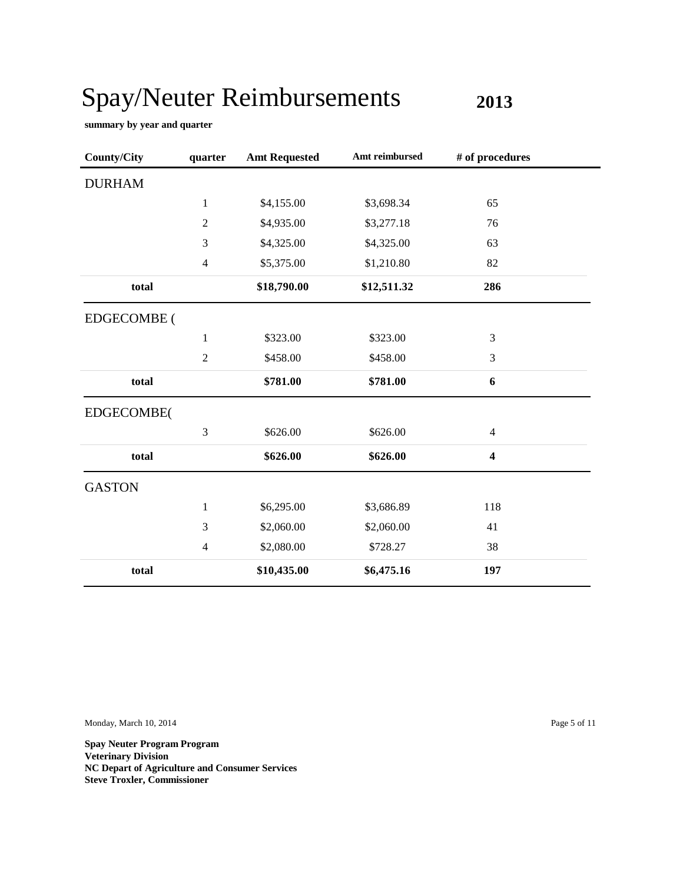# Spay/Neuter Reimbursements **2013**

**summary by year and quarter**

| County/City | quarter | Amt Requested | Amt reimbursed | # of procedures |
|---|---|---|---|---|
| DURHAM | | | | |
| | 1 | $4,155.00 | $3,698.34 | 65 |
| | 2 | $4,935.00 | $3,277.18 | 76 |
| | 3 | $4,325.00 | $4,325.00 | 63 |
| | 4 | $5,375.00 | $1,210.80 | 82 |
| **total** | | **$18,790.00** | **$12,511.32** | **286** |
| EDGECOMBE ( | | | | |
| | 1 | $323.00 | $323.00 | 3 |
| | 2 | $458.00 | $458.00 | 3 |
| **total** | | **$781.00** | **$781.00** | **6** |
| EDGECOMBE( | | | | |
| | 3 | $626.00 | $626.00 | 4 |
| **total** | | **$626.00** | **$626.00** | **4** |
| GASTON | | | | |
| | 1 | $6,295.00 | $3,686.89 | 118 |
| | 3 | $2,060.00 | $2,060.00 | 41 |
| | 4 | $2,080.00 | $728.27 | 38 |
| **total** | | **$10,435.00** | **$6,475.16** | **197** |

Monday, March 10, 2014

**Spay Neuter Program Program**
**Veterinary Division**
**NC Depart of Agriculture and Consumer Services**
**Steve Troxler, Commissioner**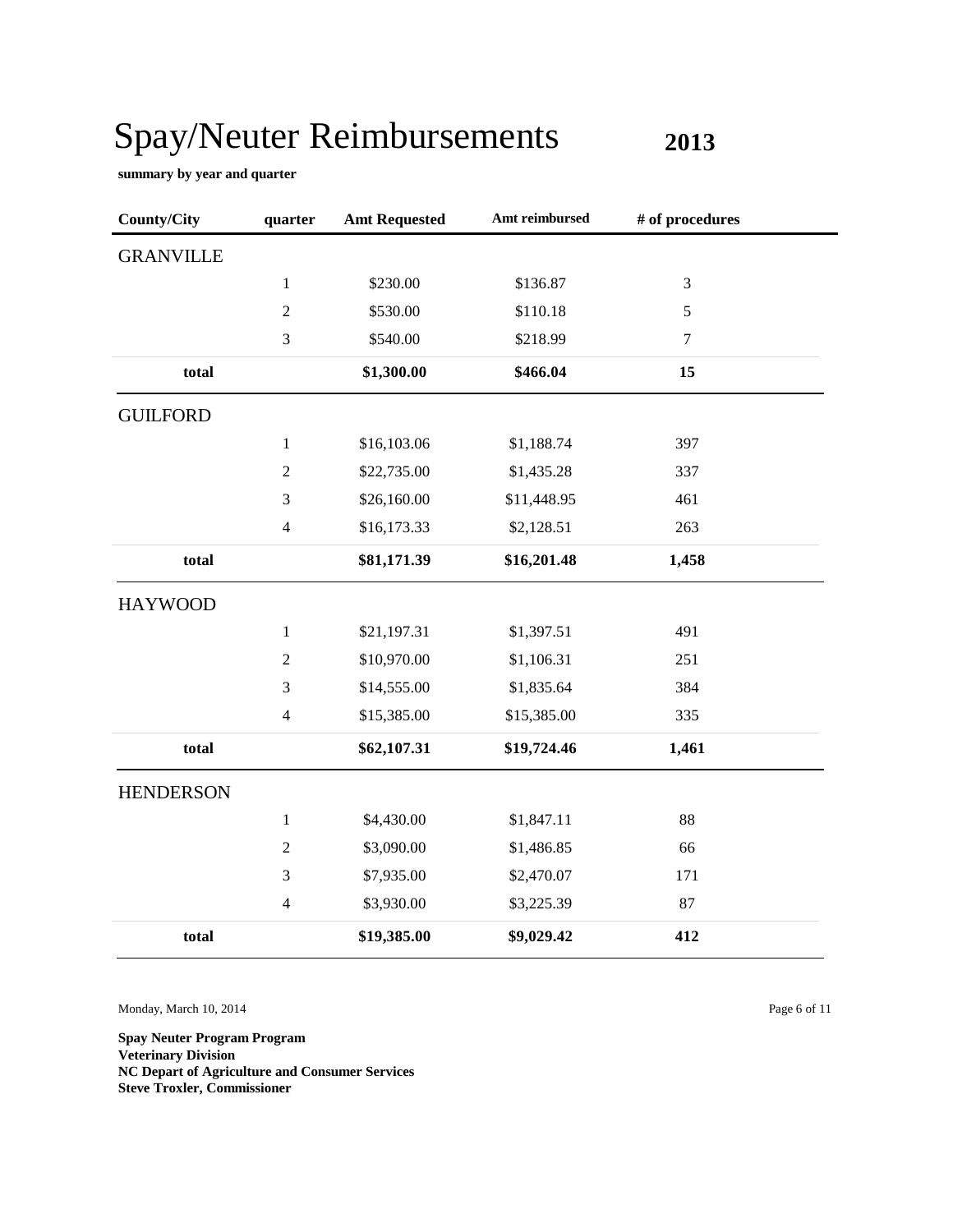# Spay/Neuter Reimbursements **2013**

**summary by year and quarter**

| County/City | quarter | Amt Requested | Amt reimbursed | # of procedures |
|---|---|---|---|---|
| GRANVILLE | | | | |
| | 1 | $230.00 | $136.87 | 3 |
| | 2 | $530.00 | $110.18 | 5 |
| | 3 | $540.00 | $218.99 | 7 |
| **total** | | **$1,300.00** | **$466.04** | **15** |
| GUILFORD | | | | |
| | 1 | $16,103.06 | $1,188.74 | 397 |
| | 2 | $22,735.00 | $1,435.28 | 337 |
| | 3 | $26,160.00 | $11,448.95 | 461 |
| | 4 | $16,173.33 | $2,128.51 | 263 |
| **total** | | **$81,171.39** | **$16,201.48** | **1,458** |
| HAYWOOD | | | | |
| | 1 | $21,197.31 | $1,397.51 | 491 |
| | 2 | $10,970.00 | $1,106.31 | 251 |
| | 3 | $14,555.00 | $1,835.64 | 384 |
| | 4 | $15,385.00 | $15,385.00 | 335 |
| **total** | | **$62,107.31** | **$19,724.46** | **1,461** |
| HENDERSON | | | | |
| | 1 | $4,430.00 | $1,847.11 | 88 |
| | 2 | $3,090.00 | $1,486.85 | 66 |
| | 3 | $7,935.00 | $2,470.07 | 171 |
| | 4 | $3,930.00 | $3,225.39 | 87 |
| **total** | | **$19,385.00** | **$9,029.42** | **412** |

Monday, March 10, 2014

**Spay Neuter Program Program**
**Veterinary Division**
**NC Depart of Agriculture and Consumer Services**
**Steve Troxler, Commissioner**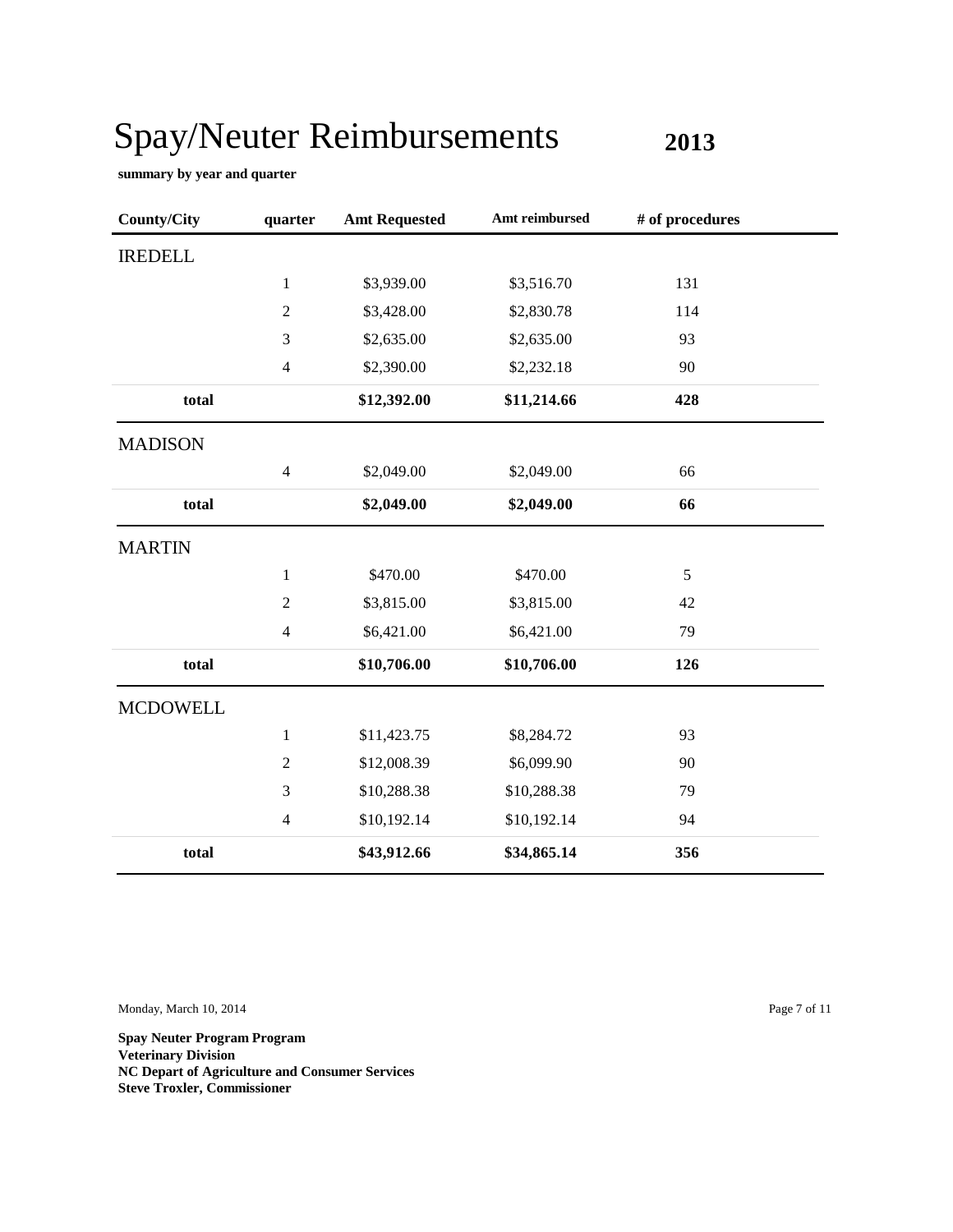# Spay/Neuter Reimbursements **2013**

**summary by year and quarter**

| County/City | quarter | Amt Requested | Amt reimbursed | # of procedures |
|---|---|---|---|---|
| IREDELL | | | | |
| | 1 | $3,939.00 | $3,516.70 | 131 |
| | 2 | $3,428.00 | $2,830.78 | 114 |
| | 3 | $2,635.00 | $2,635.00 | 93 |
| | 4 | $2,390.00 | $2,232.18 | 90 |
| **total** | | **$12,392.00** | **$11,214.66** | **428** |
| MADISON | | | | |
| | 4 | $2,049.00 | $2,049.00 | 66 |
| **total** | | **$2,049.00** | **$2,049.00** | **66** |
| MARTIN | | | | |
| | 1 | $470.00 | $470.00 | 5 |
| | 2 | $3,815.00 | $3,815.00 | 42 |
| | 4 | $6,421.00 | $6,421.00 | 79 |
| **total** | | **$10,706.00** | **$10,706.00** | **126** |
| MCDOWELL | | | | |
| | 1 | $11,423.75 | $8,284.72 | 93 |
| | 2 | $12,008.39 | $6,099.90 | 90 |
| | 3 | $10,288.38 | $10,288.38 | 79 |
| | 4 | $10,192.14 | $10,192.14 | 94 |
| **total** | | **$43,912.66** | **$34,865.14** | **356** |

Monday, March 10, 2014

**Spay Neuter Program Program**
**Veterinary Division**
**NC Depart of Agriculture and Consumer Services**
**Steve Troxler, Commissioner**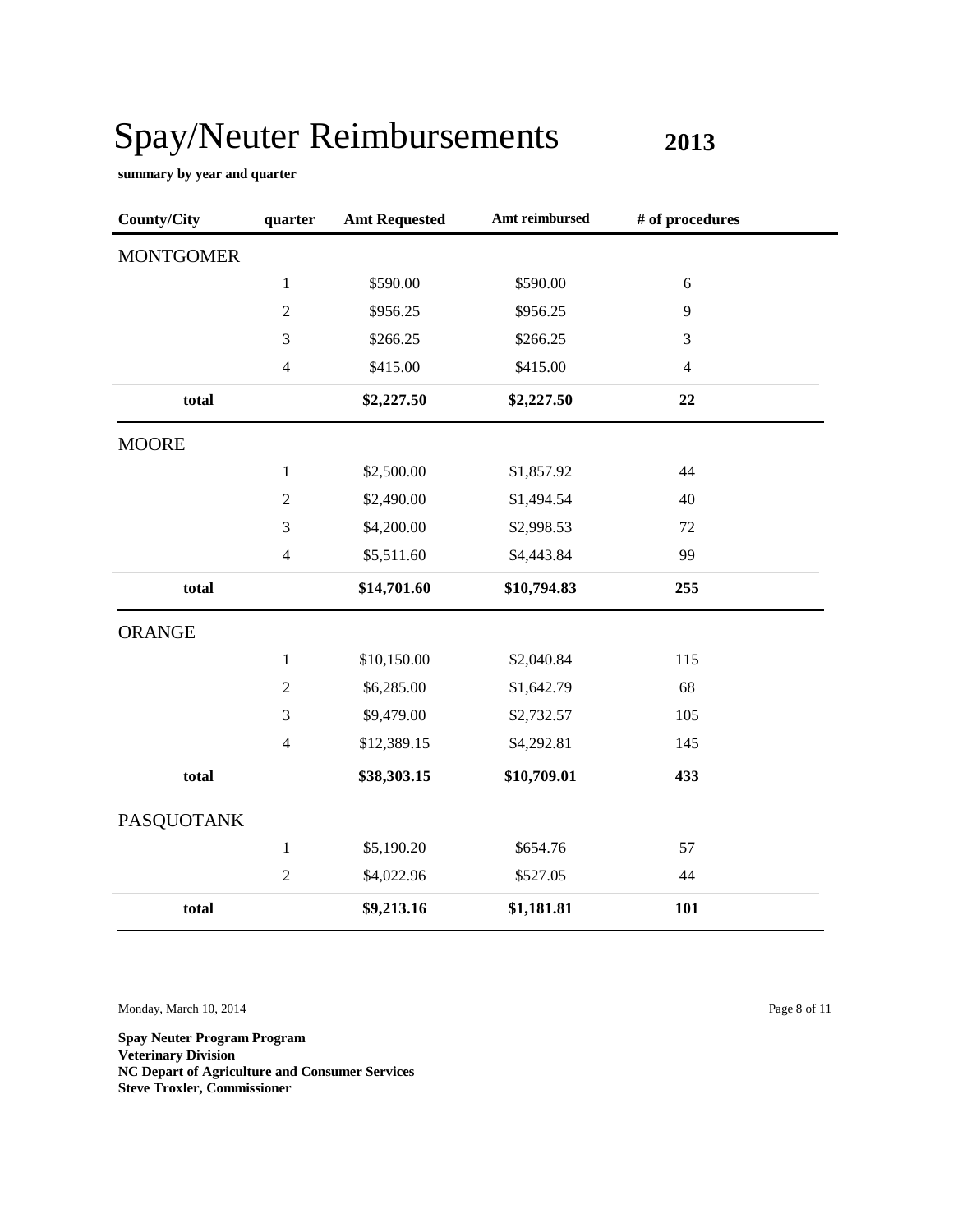# Spay/Neuter Reimbursements 2013

**summary by year and quarter**

| County/City | quarter | Amt Requested | Amt reimbursed | # of procedures |
|---|---|---|---|---|
| MONTGOMER | | | | |
| | 1 | $590.00 | $590.00 | 6 |
| | 2 | $956.25 | $956.25 | 9 |
| | 3 | $266.25 | $266.25 | 3 |
| | 4 | $415.00 | $415.00 | 4 |
| **total** | | **$2,227.50** | **$2,227.50** | **22** |
| MOORE | | | | |
| | 1 | $2,500.00 | $1,857.92 | 44 |
| | 2 | $2,490.00 | $1,494.54 | 40 |
| | 3 | $4,200.00 | $2,998.53 | 72 |
| | 4 | $5,511.60 | $4,443.84 | 99 |
| **total** | | **$14,701.60** | **$10,794.83** | **255** |
| ORANGE | | | | |
| | 1 | $10,150.00 | $2,040.84 | 115 |
| | 2 | $6,285.00 | $1,642.79 | 68 |
| | 3 | $9,479.00 | $2,732.57 | 105 |
| | 4 | $12,389.15 | $4,292.81 | 145 |
| **total** | | **$38,303.15** | **$10,709.01** | **433** |
| PASQUOTANK | | | | |
| | 1 | $5,190.20 | $654.76 | 57 |
| | 2 | $4,022.96 | $527.05 | 44 |
| **total** | | **$9,213.16** | **$1,181.81** | **101** |

Monday, March 10, 2014

**Spay Neuter Program Program**
**Veterinary Division**
**NC Depart of Agriculture and Consumer Services**
**Steve Troxler, Commissioner**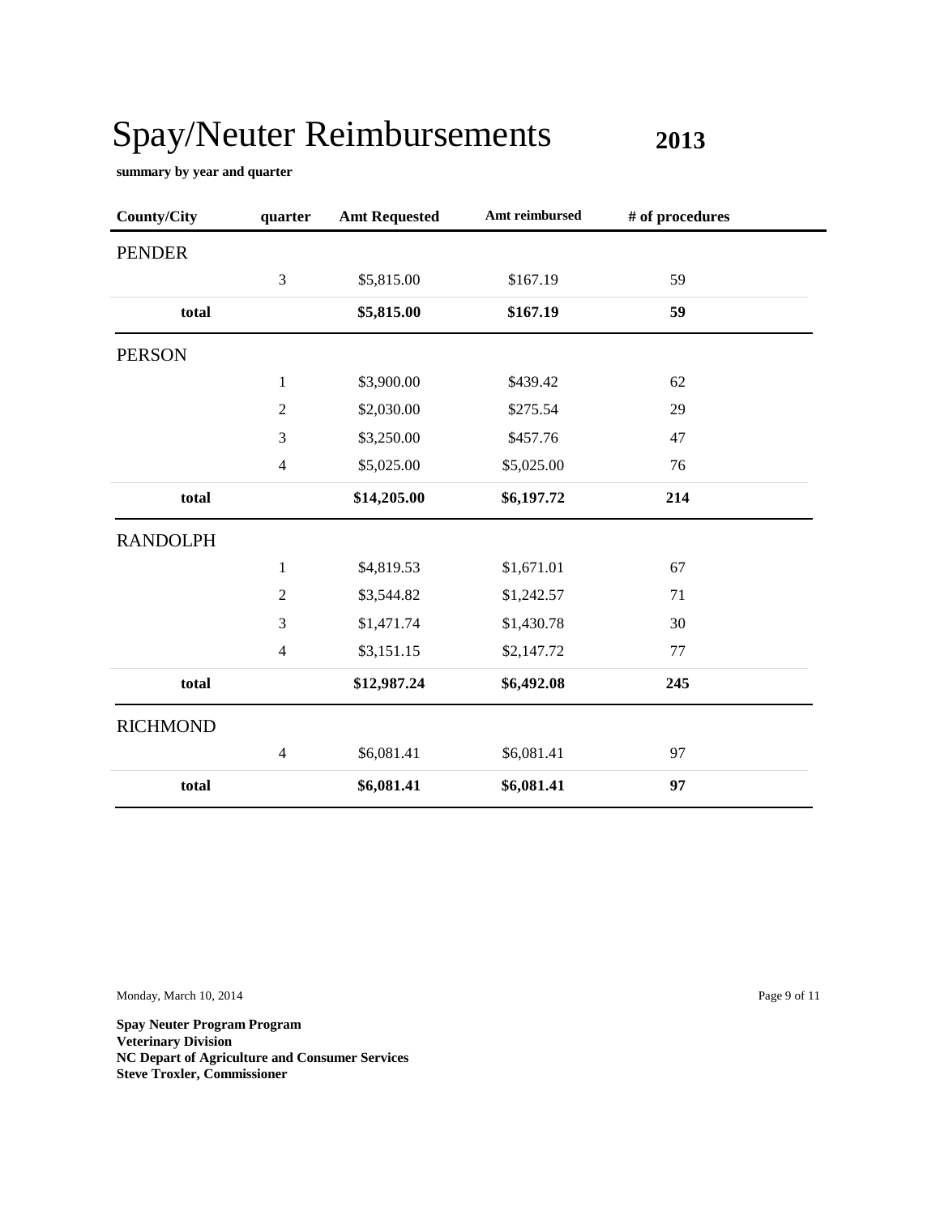# Spay/Neuter Reimbursements **2013**

**summary by year and quarter**

| County/City | quarter | Amt Requested | Amt reimbursed | # of procedures |
|---|---|---|---|---|
| PENDER | | | | |
| | 3 | $5,815.00 | $167.19 | 59 |
| **total** | | **$5,815.00** | **$167.19** | **59** |
| PERSON | | | | |
| | 1 | $3,900.00 | $439.42 | 62 |
| | 2 | $2,030.00 | $275.54 | 29 |
| | 3 | $3,250.00 | $457.76 | 47 |
| | 4 | $5,025.00 | $5,025.00 | 76 |
| **total** | | **$14,205.00** | **$6,197.72** | **214** |
| RANDOLPH | | | | |
| | 1 | $4,819.53 | $1,671.01 | 67 |
| | 2 | $3,544.82 | $1,242.57 | 71 |
| | 3 | $1,471.74 | $1,430.78 | 30 |
| | 4 | $3,151.15 | $2,147.72 | 77 |
| **total** | | **$12,987.24** | **$6,492.08** | **245** |
| RICHMOND | | | | |
| | 4 | $6,081.41 | $6,081.41 | 97 |
| **total** | | **$6,081.41** | **$6,081.41** | **97** |

Monday, March 10, 2014

**Spay Neuter Program Program**
**Veterinary Division**
**NC Depart of Agriculture and Consumer Services**
**Steve Troxler, Commissioner**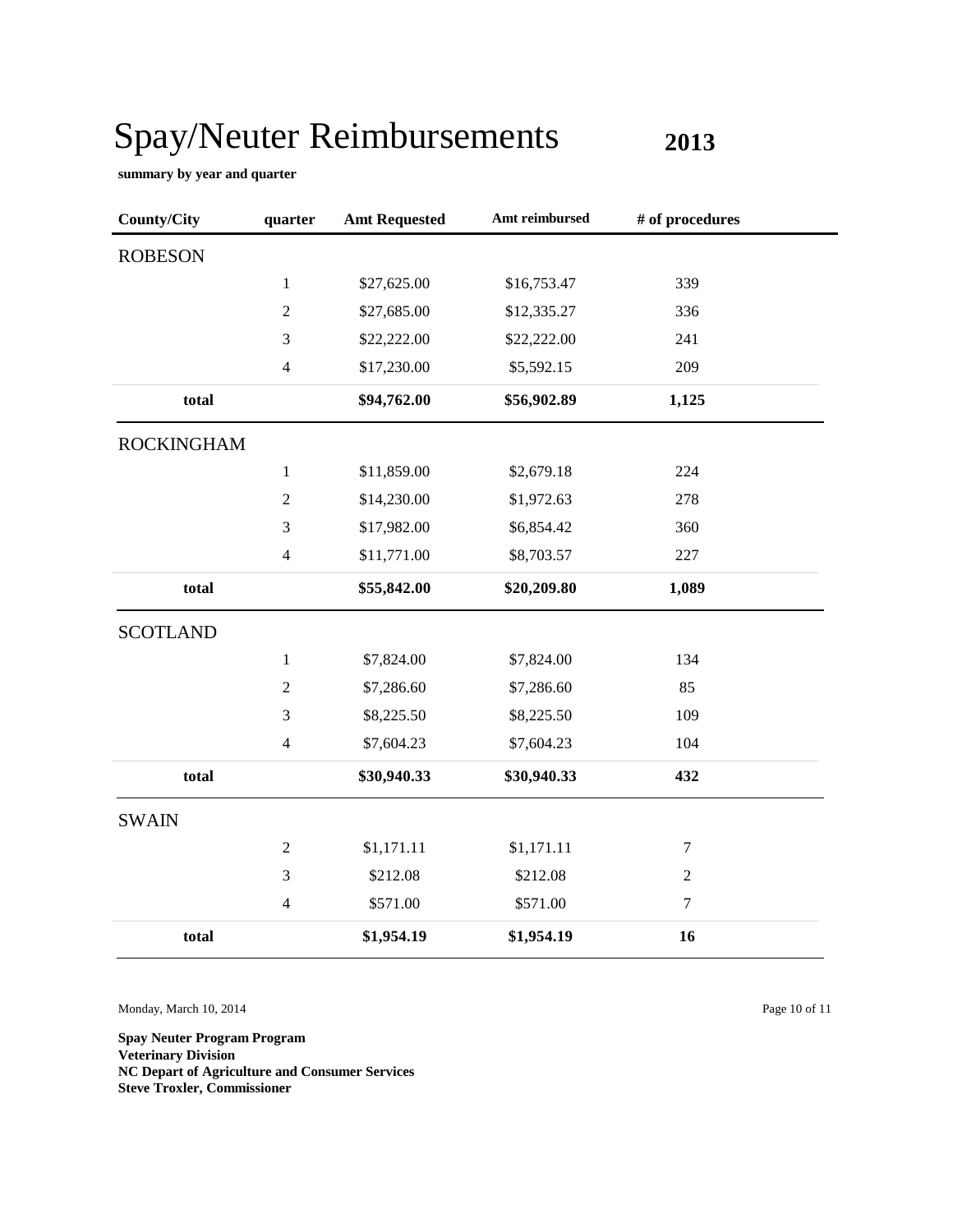# Spay/Neuter Reimbursements **2013**

**summary by year and quarter**

| County/City | quarter | Amt Requested | Amt reimbursed | # of procedures |
|---|---|---|---|---|
| ROBESON | | | | |
| | 1 | $27,625.00 | $16,753.47 | 339 |
| | 2 | $27,685.00 | $12,335.27 | 336 |
| | 3 | $22,222.00 | $22,222.00 | 241 |
| | 4 | $17,230.00 | $5,592.15 | 209 |
| **total** | | **$94,762.00** | **$56,902.89** | **1,125** |
| ROCKINGHAM | | | | |
| | 1 | $11,859.00 | $2,679.18 | 224 |
| | 2 | $14,230.00 | $1,972.63 | 278 |
| | 3 | $17,982.00 | $6,854.42 | 360 |
| | 4 | $11,771.00 | $8,703.57 | 227 |
| **total** | | **$55,842.00** | **$20,209.80** | **1,089** |
| SCOTLAND | | | | |
| | 1 | $7,824.00 | $7,824.00 | 134 |
| | 2 | $7,286.60 | $7,286.60 | 85 |
| | 3 | $8,225.50 | $8,225.50 | 109 |
| | 4 | $7,604.23 | $7,604.23 | 104 |
| **total** | | **$30,940.33** | **$30,940.33** | **432** |
| SWAIN | | | | |
| | 2 | $1,171.11 | $1,171.11 | 7 |
| | 3 | $212.08 | $212.08 | 2 |
| | 4 | $571.00 | $571.00 | 7 |
| **total** | | **$1,954.19** | **$1,954.19** | **16** |

Monday, March 10, 2014

**Spay Neuter Program Program**
**Veterinary Division**
**NC Depart of Agriculture and Consumer Services**
**Steve Troxler, Commissioner**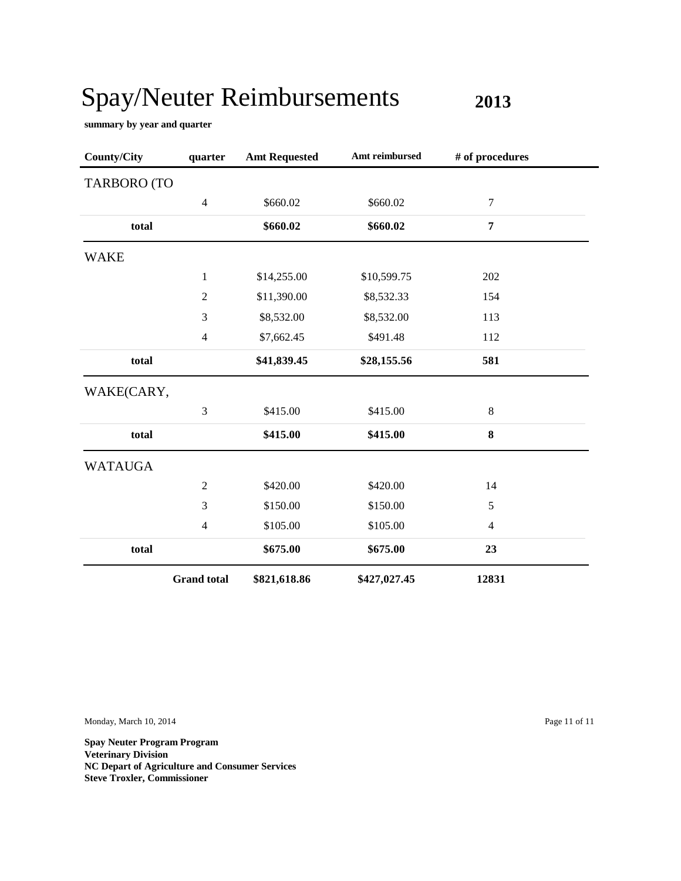# Spay/Neuter Reimbursements **2013**

**summary by year and quarter**

| County/City | quarter | Amt Requested | Amt reimbursed | # of procedures |
|---|---|---|---|---|
| TARBORO (TO | | | | |
| | 4 | $660.02 | $660.02 | 7 |
| **total** | | **$660.02** | **$660.02** | **7** |
| WAKE | | | | |
| | 1 | $14,255.00 | $10,599.75 | 202 |
| | 2 | $11,390.00 | $8,532.33 | 154 |
| | 3 | $8,532.00 | $8,532.00 | 113 |
| | 4 | $7,662.45 | $491.48 | 112 |
| **total** | | **$41,839.45** | **$28,155.56** | **581** |
| WAKE(CARY, | | | | |
| | 3 | $415.00 | $415.00 | 8 |
| **total** | | **$415.00** | **$415.00** | **8** |
| WATAUGA | | | | |
| | 2 | $420.00 | $420.00 | 14 |
| | 3 | $150.00 | $150.00 | 5 |
| | 4 | $105.00 | $105.00 | 4 |
| **total** | | **$675.00** | **$675.00** | **23** |
| | **Grand total** | **$821,618.86** | **$427,027.45** | **12831** |

Monday, March 10, 2014

**Spay Neuter Program Program**
**Veterinary Division**
**NC Depart of Agriculture and Consumer Services**
**Steve Troxler, Commissioner**